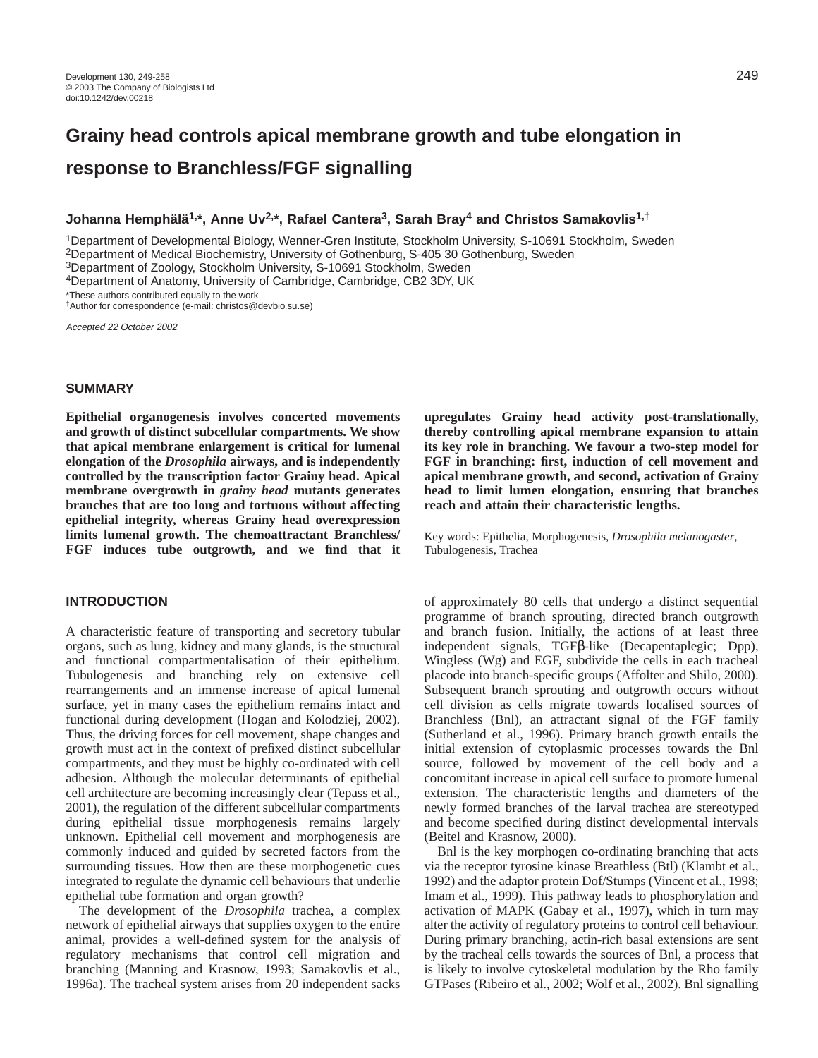# Grainy head controls apical membrane growth and tube elongation in response to Branchless/FGF signalling

**Johanna Hemphälä[1,*], Anne Uv[2,*], Rafael Cantera[3], Sarah Bray[4] and Christos Samakovlis[1,†]**

[1]Department of Developmental Biology, Wenner-Gren Institute, Stockholm University, S-10691 Stockholm, Sweden
[2]Department of Medical Biochemistry, University of Gothenburg, S-405 30 Gothenburg, Sweden
[3]Department of Zoology, Stockholm University, S-10691 Stockholm, Sweden
[4]Department of Anatomy, University of Cambridge, Cambridge, CB2 3DY, UK

*These authors contributed equally to the work
†Author for correspondence (e-mail: christos@devbio.su.se)

*Accepted 22 October 2002*

## SUMMARY

**Epithelial organogenesis involves concerted movements and growth of distinct subcellular compartments. We show that apical membrane enlargement is critical for lumenal elongation of the *Drosophila* airways, and is independently controlled by the transcription factor Grainy head. Apical membrane overgrowth in *grainy head* mutants generates branches that are too long and tortuous without affecting epithelial integrity, whereas Grainy head overexpression limits lumenal growth. The chemoattractant Branchless/FGF induces tube outgrowth, and we find that it upregulates Grainy head activity post-translationally, thereby controlling apical membrane expansion to attain its key role in branching. We favour a two-step model for FGF in branching: first, induction of cell movement and apical membrane growth, and second, activation of Grainy head to limit lumen elongation, ensuring that branches reach and attain their characteristic lengths.**

Key words: Epithelia, Morphogenesis, *Drosophila melanogaster*, Tubulogenesis, Trachea

## INTRODUCTION

A characteristic feature of transporting and secretory tubular organs, such as lung, kidney and many glands, is the structural and functional compartmentalisation of their epithelium. Tubulogenesis and branching rely on extensive cell rearrangements and an immense increase of apical lumenal surface, yet in many cases the epithelium remains intact and functional during development (Hogan and Kolodziej, 2002). Thus, the driving forces for cell movement, shape changes and growth must act in the context of prefixed distinct subcellular compartments, and they must be highly co-ordinated with cell adhesion. Although the molecular determinants of epithelial cell architecture are becoming increasingly clear (Tepass et al., 2001), the regulation of the different subcellular compartments during epithelial tissue morphogenesis remains largely unknown. Epithelial cell movement and morphogenesis are commonly induced and guided by secreted factors from the surrounding tissues. How then are these morphogenetic cues integrated to regulate the dynamic cell behaviours that underlie epithelial tube formation and organ growth?

The development of the *Drosophila* trachea, a complex network of epithelial airways that supplies oxygen to the entire animal, provides a well-defined system for the analysis of regulatory mechanisms that control cell migration and branching (Manning and Krasnow, 1993; Samakovlis et al., 1996a). The tracheal system arises from 20 independent sacks of approximately 80 cells that undergo a distinct sequential programme of branch sprouting, directed branch outgrowth and branch fusion. Initially, the actions of at least three independent signals, TGFβ-like (Decapentaplegic; Dpp), Wingless (Wg) and EGF, subdivide the cells in each tracheal placode into branch-specific groups (Affolter and Shilo, 2000). Subsequent branch sprouting and outgrowth occurs without cell division as cells migrate towards localised sources of Branchless (Bnl), an attractant signal of the FGF family (Sutherland et al., 1996). Primary branch growth entails the initial extension of cytoplasmic processes towards the Bnl source, followed by movement of the cell body and a concomitant increase in apical cell surface to promote lumenal extension. The characteristic lengths and diameters of the newly formed branches of the larval trachea are stereotyped and become specified during distinct developmental intervals (Beitel and Krasnow, 2000).

Bnl is the key morphogen co-ordinating branching that acts via the receptor tyrosine kinase Breathless (Btl) (Klambt et al., 1992) and the adaptor protein Dof/Stumps (Vincent et al., 1998; Imam et al., 1999). This pathway leads to phosphorylation and activation of MAPK (Gabay et al., 1997), which in turn may alter the activity of regulatory proteins to control cell behaviour. During primary branching, actin-rich basal extensions are sent by the tracheal cells towards the sources of Bnl, a process that is likely to involve cytoskeletal modulation by the Rho family GTPases (Ribeiro et al., 2002; Wolf et al., 2002). Bnl signalling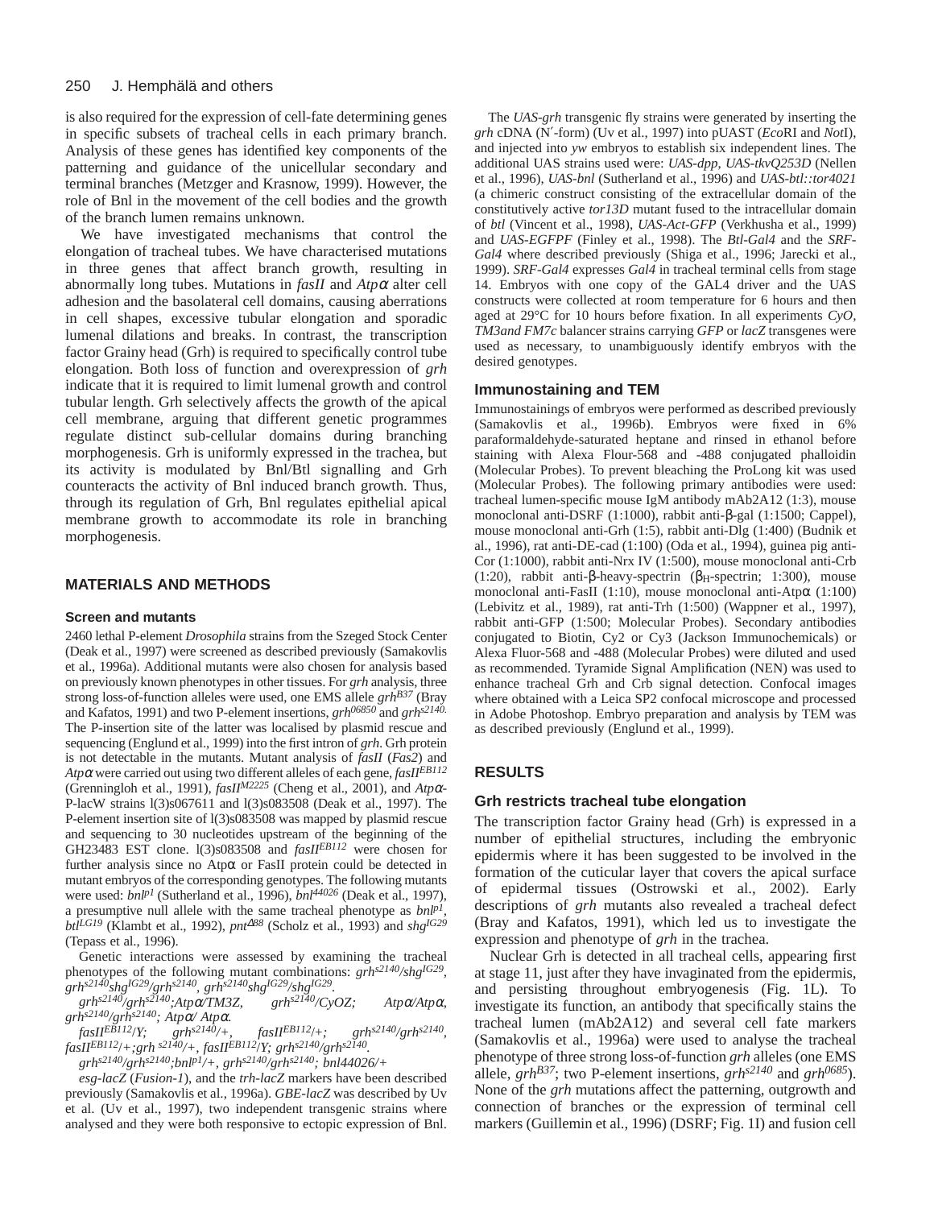is also required for the expression of cell-fate determining genes in specific subsets of tracheal cells in each primary branch. Analysis of these genes has identified key components of the patterning and guidance of the unicellular secondary and terminal branches (Metzger and Krasnow, 1999). However, the role of Bnl in the movement of the cell bodies and the growth of the branch lumen remains unknown.

We have investigated mechanisms that control the elongation of tracheal tubes. We have characterised mutations in three genes that affect branch growth, resulting in abnormally long tubes. Mutations in *fasII* and *Atpα* alter cell adhesion and the basolateral cell domains, causing aberrations in cell shapes, excessive tubular elongation and sporadic lumenal dilations and breaks. In contrast, the transcription factor Grainy head (Grh) is required to specifically control tube elongation. Both loss of function and overexpression of *grh* indicate that it is required to limit lumenal growth and control tubular length. Grh selectively affects the growth of the apical cell membrane, arguing that different genetic programmes regulate distinct sub-cellular domains during branching morphogenesis. Grh is uniformly expressed in the trachea, but its activity is modulated by Bnl/Btl signalling and Grh counteracts the activity of Bnl induced branch growth. Thus, through its regulation of Grh, Bnl regulates epithelial apical membrane growth to accommodate its role in branching morphogenesis.

## MATERIALS AND METHODS

### Screen and mutants

2460 lethal P-element *Drosophila* strains from the Szeged Stock Center (Deak et al., 1997) were screened as described previously (Samakovlis et al., 1996a). Additional mutants were also chosen for analysis based on previously known phenotypes in other tissues. For *grh* analysis, three strong loss-of-function alleles were used, one EMS allele $grh^{B37}$ (Bray and Kafatos, 1991) and two P-element insertions, $grh^{06850}$ and $grh^{s2140}$. The P-insertion site of the latter was localised by plasmid rescue and sequencing (Englund et al., 1999) into the first intron of *grh*. Grh protein is not detectable in the mutants. Mutant analysis of *fasII* (*Fas2*) and *Atpα* were carried out using two different alleles of each gene, $fasII^{EB112}$ (Grenningloh et al., 1991), $fasII^{M2225}$ (Cheng et al., 2001), and *Atpα*-P-lacW strains l(3)s067611 and l(3)s083508 (Deak et al., 1997). The P-element insertion site of l(3)s083508 was mapped by plasmid rescue and sequencing to 30 nucleotides upstream of the beginning of the GH23483 EST clone. l(3)s083508 and $fasII^{EB112}$ were chosen for further analysis since no Atpα or FasII protein could be detected in mutant embryos of the corresponding genotypes. The following mutants were used: $bnl^{P1}$ (Sutherland et al., 1996), $bnl^{l4026}$ (Deak et al., 1997), a presumptive null allele with the same tracheal phenotype as $bnl^{P1}$, $btl^{LG19}$ (Klambt et al., 1992), $pnt^{\Delta 88}$ (Scholz et al., 1993) and $shg^{IG29}$ (Tepass et al., 1996).

Genetic interactions were assessed by examining the tracheal phenotypes of the following mutant combinations: $grh^{s2140}/shg^{IG29}$, $grh^{s2140}shg^{IG29}/grh^{s2140}$, $grh^{s2140}shg^{IG29}/shg^{IG29}$.

$grh^{s2140}/grh^{s2140}$;*Atpα*/*TM3Z*, $grh^{s2140}$/*CyOZ*; *Atpα*/*Atpα*, $grh^{s2140}/grh^{s2140}$; *Atpα*/ *Atpα*.

$fasII^{EB112}$/*Y*; $grh^{s2140}$/+, $fasII^{EB112}$/+; $grh^{s2140}/grh^{s2140}$, $fasII^{EB112}$/+;*grh* $^{s2140}$/+, $fasII^{EB112}$/*Y*; $grh^{s2140}/grh^{s2140}$.

$grh^{s2140}/grh^{s2140}$;$bnl^{P1}$/+, $grh^{s2140}/grh^{s2140}$; *bnl44026*/+

*esg-lacZ* (*Fusion-1*), and the *trh-lacZ* markers have been described previously (Samakovlis et al., 1996a). *GBE-lacZ* was described by Uv et al. (Uv et al., 1997), two independent transgenic strains where analysed and they were both responsive to ectopic expression of Bnl.

The *UAS-grh* transgenic fly strains were generated by inserting the *grh* cDNA (N′-form) (Uv et al., 1997) into pUAST (*Eco*RI and *Not*I), and injected into *yw* embryos to establish six independent lines. The additional UAS strains used were: *UAS-dpp*, *UAS-tkvQ253D* (Nellen et al., 1996), *UAS-bnl* (Sutherland et al., 1996) and *UAS-btl::tor4021* (a chimeric construct consisting of the extracellular domain of the constitutively active *tor13D* mutant fused to the intracellular domain of *btl* (Vincent et al., 1998), *UAS-Act-GFP* (Verkhusha et al., 1999) and *UAS-EGFPF* (Finley et al., 1998). The *Btl-Gal4* and the *SRF-Gal4* where described previously (Shiga et al., 1996; Jarecki et al., 1999). *SRF-Gal4* expresses *Gal4* in tracheal terminal cells from stage 14. Embryos with one copy of the GAL4 driver and the UAS constructs were collected at room temperature for 6 hours and then aged at 29°C for 10 hours before fixation. In all experiments *CyO, TM3and FM7c* balancer strains carrying *GFP* or *lacZ* transgenes were used as necessary, to unambiguously identify embryos with the desired genotypes.

### Immunostaining and TEM

Immunostainings of embryos were performed as described previously (Samakovlis et al., 1996b). Embryos were fixed in 6% paraformaldehyde-saturated heptane and rinsed in ethanol before staining with Alexa Flour-568 and -488 conjugated phalloidin (Molecular Probes). To prevent bleaching the ProLong kit was used (Molecular Probes). The following primary antibodies were used: tracheal lumen-specific mouse IgM antibody mAb2A12 (1:3), mouse monoclonal anti-DSRF (1:1000), rabbit anti-β-gal (1:1500; Cappel), mouse monoclonal anti-Grh (1:5), rabbit anti-Dlg (1:400) (Budnik et al., 1996), rat anti-DE-cad (1:100) (Oda et al., 1994), guinea pig anti-Cor (1:1000), rabbit anti-Nrx IV (1:500), mouse monoclonal anti-Crb (1:20), rabbit anti-β-heavy-spectrin ($\beta_H$-spectrin; 1:300), mouse monoclonal anti-FasII (1:10), mouse monoclonal anti-Atpα (1:100) (Lebivitz et al., 1989), rat anti-Trh (1:500) (Wappner et al., 1997), rabbit anti-GFP (1:500; Molecular Probes). Secondary antibodies conjugated to Biotin, Cy2 or Cy3 (Jackson Immunochemicals) or Alexa Fluor-568 and -488 (Molecular Probes) were diluted and used as recommended. Tyramide Signal Amplification (NEN) was used to enhance tracheal Grh and Crb signal detection. Confocal images where obtained with a Leica SP2 confocal microscope and processed in Adobe Photoshop. Embryo preparation and analysis by TEM was as described previously (Englund et al., 1999).

## RESULTS

### Grh restricts tracheal tube elongation

The transcription factor Grainy head (Grh) is expressed in a number of epithelial structures, including the embryonic epidermis where it has been suggested to be involved in the formation of the cuticular layer that covers the apical surface of epidermal tissues (Ostrowski et al., 2002). Early descriptions of *grh* mutants also revealed a tracheal defect (Bray and Kafatos, 1991), which led us to investigate the expression and phenotype of *grh* in the trachea.

Nuclear Grh is detected in all tracheal cells, appearing first at stage 11, just after they have invaginated from the epidermis, and persisting throughout embryogenesis (Fig. 1L). To investigate its function, an antibody that specifically stains the tracheal lumen (mAb2A12) and several cell fate markers (Samakovlis et al., 1996a) were used to analyse the tracheal phenotype of three strong loss-of-function *grh* alleles (one EMS allele, $grh^{B37}$; two P-element insertions, $grh^{s2140}$ and $grh^{0685}$). None of the *grh* mutations affect the patterning, outgrowth and connection of branches or the expression of terminal cell markers (Guillemin et al., 1996) (DSRF; Fig. 1I) and fusion cell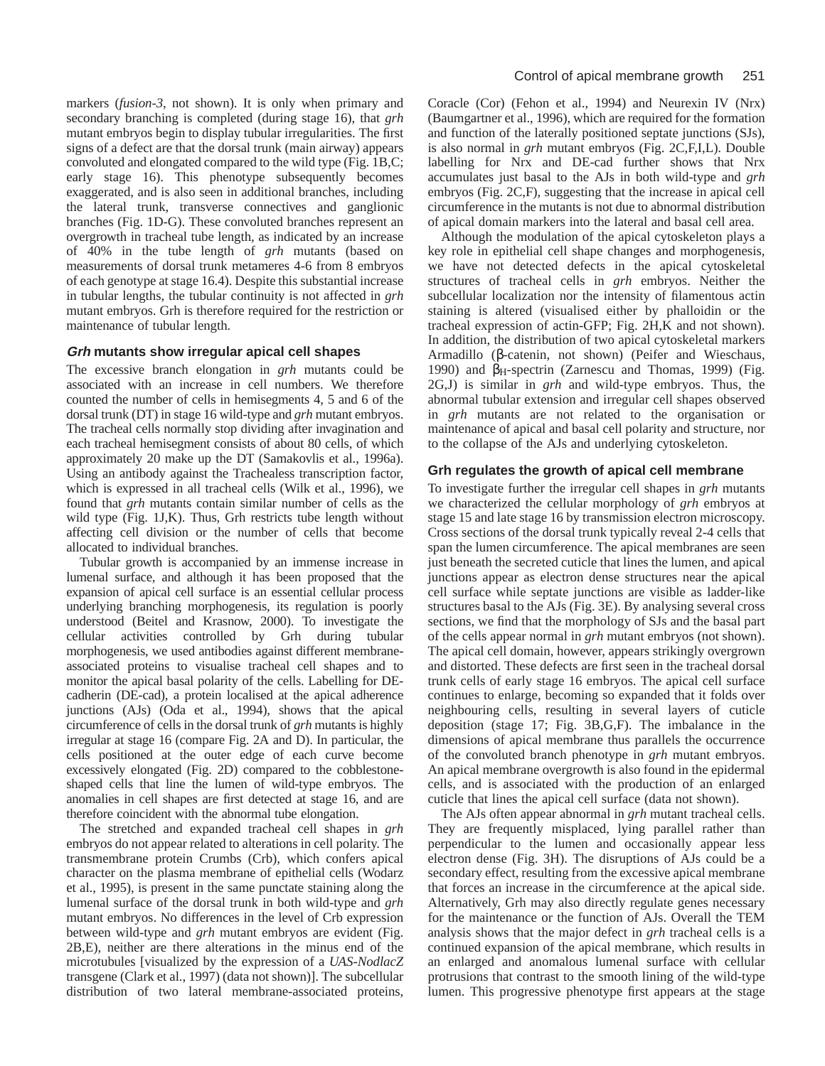markers (*fusion-3*, not shown). It is only when primary and secondary branching is completed (during stage 16), that *grh* mutant embryos begin to display tubular irregularities. The first signs of a defect are that the dorsal trunk (main airway) appears convoluted and elongated compared to the wild type (Fig. 1B,C; early stage 16). This phenotype subsequently becomes exaggerated, and is also seen in additional branches, including the lateral trunk, transverse connectives and ganglionic branches (Fig. 1D-G). These convoluted branches represent an overgrowth in tracheal tube length, as indicated by an increase of 40% in the tube length of *grh* mutants (based on measurements of dorsal trunk metameres 4-6 from 8 embryos of each genotype at stage 16.4). Despite this substantial increase in tubular lengths, the tubular continuity is not affected in *grh* mutant embryos. Grh is therefore required for the restriction or maintenance of tubular length.

### *Grh* mutants show irregular apical cell shapes

The excessive branch elongation in *grh* mutants could be associated with an increase in cell numbers. We therefore counted the number of cells in hemisegments 4, 5 and 6 of the dorsal trunk (DT) in stage 16 wild-type and *grh* mutant embryos. The tracheal cells normally stop dividing after invagination and each tracheal hemisegment consists of about 80 cells, of which approximately 20 make up the DT (Samakovlis et al., 1996a). Using an antibody against the Trachealess transcription factor, which is expressed in all tracheal cells (Wilk et al., 1996), we found that *grh* mutants contain similar number of cells as the wild type (Fig. 1J,K). Thus, Grh restricts tube length without affecting cell division or the number of cells that become allocated to individual branches.

Tubular growth is accompanied by an immense increase in lumenal surface, and although it has been proposed that the expansion of apical cell surface is an essential cellular process underlying branching morphogenesis, its regulation is poorly understood (Beitel and Krasnow, 2000). To investigate the cellular activities controlled by Grh during tubular morphogenesis, we used antibodies against different membrane-associated proteins to visualise tracheal cell shapes and to monitor the apical basal polarity of the cells. Labelling for DE-cadherin (DE-cad), a protein localised at the apical adherence junctions (AJs) (Oda et al., 1994), shows that the apical circumference of cells in the dorsal trunk of *grh* mutants is highly irregular at stage 16 (compare Fig. 2A and D). In particular, the cells positioned at the outer edge of each curve become excessively elongated (Fig. 2D) compared to the cobblestone-shaped cells that line the lumen of wild-type embryos. The anomalies in cell shapes are first detected at stage 16, and are therefore coincident with the abnormal tube elongation.

The stretched and expanded tracheal cell shapes in *grh* embryos do not appear related to alterations in cell polarity. The transmembrane protein Crumbs (Crb), which confers apical character on the plasma membrane of epithelial cells (Wodarz et al., 1995), is present in the same punctate staining along the lumenal surface of the dorsal trunk in both wild-type and *grh* mutant embryos. No differences in the level of Crb expression between wild-type and *grh* mutant embryos are evident (Fig. 2B,E), neither are there alterations in the minus end of the microtubules [visualized by the expression of a *UAS-NodlacZ* transgene (Clark et al., 1997) (data not shown)]. The subcellular distribution of two lateral membrane-associated proteins, Coracle (Cor) (Fehon et al., 1994) and Neurexin IV (Nrx) (Baumgartner et al., 1996), which are required for the formation and function of the laterally positioned septate junctions (SJs), is also normal in *grh* mutant embryos (Fig. 2C,F,I,L). Double labelling for Nrx and DE-cad further shows that Nrx accumulates just basal to the AJs in both wild-type and *grh* embryos (Fig. 2C,F), suggesting that the increase in apical cell circumference in the mutants is not due to abnormal distribution of apical domain markers into the lateral and basal cell area.

Although the modulation of the apical cytoskeleton plays a key role in epithelial cell shape changes and morphogenesis, we have not detected defects in the apical cytoskeletal structures of tracheal cells in *grh* embryos. Neither the subcellular localization nor the intensity of filamentous actin staining is altered (visualised either by phalloidin or the tracheal expression of actin-GFP; Fig. 2H,K and not shown). In addition, the distribution of two apical cytoskeletal markers Armadillo (β-catenin, not shown) (Peifer and Wieschaus, 1990) and $\beta_H$-spectrin (Zarnescu and Thomas, 1999) (Fig. 2G,J) is similar in *grh* and wild-type embryos. Thus, the abnormal tubular extension and irregular cell shapes observed in *grh* mutants are not related to the organisation or maintenance of apical and basal cell polarity and structure, nor to the collapse of the AJs and underlying cytoskeleton.

### Grh regulates the growth of apical cell membrane

To investigate further the irregular cell shapes in *grh* mutants we characterized the cellular morphology of *grh* embryos at stage 15 and late stage 16 by transmission electron microscopy. Cross sections of the dorsal trunk typically reveal 2-4 cells that span the lumen circumference. The apical membranes are seen just beneath the secreted cuticle that lines the lumen, and apical junctions appear as electron dense structures near the apical cell surface while septate junctions are visible as ladder-like structures basal to the AJs (Fig. 3E). By analysing several cross sections, we find that the morphology of SJs and the basal part of the cells appear normal in *grh* mutant embryos (not shown). The apical cell domain, however, appears strikingly overgrown and distorted. These defects are first seen in the tracheal dorsal trunk cells of early stage 16 embryos. The apical cell surface continues to enlarge, becoming so expanded that it folds over neighbouring cells, resulting in several layers of cuticle deposition (stage 17; Fig. 3B,G,F). The imbalance in the dimensions of apical membrane thus parallels the occurrence of the convoluted branch phenotype in *grh* mutant embryos. An apical membrane overgrowth is also found in the epidermal cells, and is associated with the production of an enlarged cuticle that lines the apical cell surface (data not shown).

The AJs often appear abnormal in *grh* mutant tracheal cells. They are frequently misplaced, lying parallel rather than perpendicular to the lumen and occasionally appear less electron dense (Fig. 3H). The disruptions of AJs could be a secondary effect, resulting from the excessive apical membrane that forces an increase in the circumference at the apical side. Alternatively, Grh may also directly regulate genes necessary for the maintenance or the function of AJs. Overall the TEM analysis shows that the major defect in *grh* tracheal cells is a continued expansion of the apical membrane, which results in an enlarged and anomalous lumenal surface with cellular protrusions that contrast to the smooth lining of the wild-type lumen. This progressive phenotype first appears at the stage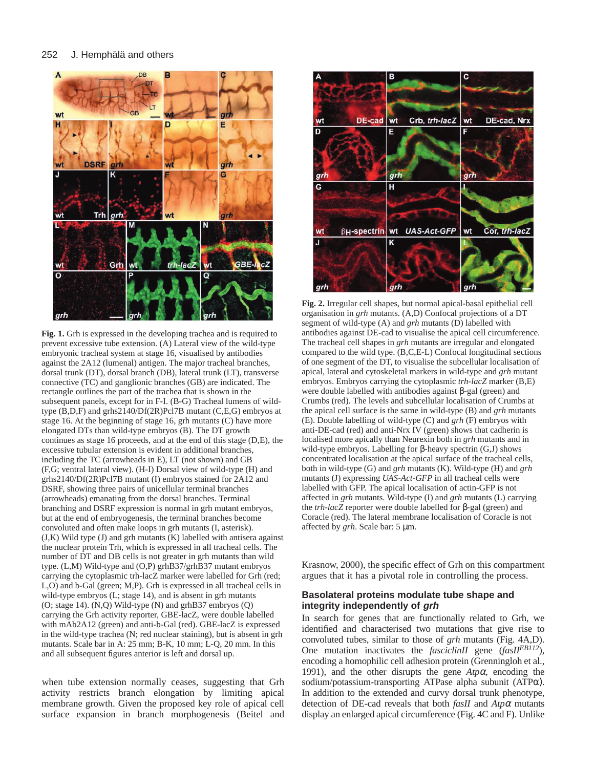**Fig. 1.** Grh is expressed in the developing trachea and is required to prevent excessive tube extension. (A) Lateral view of the wild-type embryonic tracheal system at stage 16, visualised by antibodies against the 2A12 (lumenal) antigen. The major tracheal branches, dorsal trunk (DT), dorsal branch (DB), lateral trunk (LT), transverse connective (TC) and ganglionic branches (GB) are indicated. The rectangle outlines the part of the trachea that is shown in the subsequent panels, except for in F-I. (B-G) Tracheal lumens of wild-type (B,D,F) and grhs2140/Df(2R)Pcl7B mutant (C,E,G) embryos at stage 16. At the beginning of stage 16, grh mutants (C) have more elongated DTs than wild-type embryos (B). The DT growth continues as stage 16 proceeds, and at the end of this stage (D,E), the excessive tubular extension is evident in additional branches, including the TC (arrowheads in E), LT (not shown) and GB (F,G; ventral lateral view). (H-I) Dorsal view of wild-type (H) and grhs2140/Df(2R)Pcl7B mutant (I) embryos stained for 2A12 and DSRF, showing three pairs of unicellular terminal branches (arrowheads) emanating from the dorsal branches. Terminal branching and DSRF expression is normal in grh mutant embryos, but at the end of embryogenesis, the terminal branches become convoluted and often make loops in grh mutants (I, asterisk). (J,K) Wild type (J) and grh mutants (K) labelled with antisera against the nuclear protein Trh, which is expressed in all tracheal cells. The number of DT and DB cells is not greater in grh mutants than wild type. (L,M) Wild-type and (O,P) grhB37/grhB37 mutant embryos carrying the cytoplasmic trh-lacZ marker were labelled for Grh (red; L,O) and b-Gal (green; M,P). Grh is expressed in all tracheal cells in wild-type embryos (L; stage 14), and is absent in grh mutants (O; stage 14). (N,Q) Wild-type (N) and grhB37 embryos (Q) carrying the Grh activity reporter, GBE-lacZ, were double labelled with mAb2A12 (green) and anti-b-Gal (red). GBE-lacZ is expressed in the wild-type trachea (N; red nuclear staining), but is absent in grh mutants. Scale bar in A: 25 mm; B-K, 10 mm; L-Q, 20 mm. In this and all subsequent figures anterior is left and dorsal up.

**Fig. 2.** Irregular cell shapes, but normal apical-basal epithelial cell organisation in *grh* mutants. (A,D) Confocal projections of a DT segment of wild-type (A) and *grh* mutants (D) labelled with antibodies against DE-cad to visualise the apical cell circumference. The tracheal cell shapes in *grh* mutants are irregular and elongated compared to the wild type. (B,C,E-L) Confocal longitudinal sections of one segment of the DT, to visualise the subcellular localisation of apical, lateral and cytoskeletal markers in wild-type and *grh* mutant embryos. Embryos carrying the cytoplasmic *trh-lacZ* marker (B,E) were double labelled with antibodies against β-gal (green) and Crumbs (red). The levels and subcellular localisation of Crumbs at the apical cell surface is the same in wild-type (B) and *grh* mutants (E). Double labelling of wild-type (C) and *grh* (F) embryos with anti-DE-cad (red) and anti-Nrx IV (green) shows that cadherin is localised more apically than Neurexin both in *grh* mutants and in wild-type embryos. Labelling for β-heavy spectrin (G,J) shows concentrated localisation at the apical surface of the tracheal cells, both in wild-type (G) and *grh* mutants (K). Wild-type (H) and *grh* mutants (J) expressing *UAS-Act-GFP* in all tracheal cells were labelled with GFP. The apical localisation of actin-GFP is not affected in *grh* mutants. Wild-type (I) and *grh* mutants (L) carrying the *trh-lacZ* reporter were double labelled for β-gal (green) and Coracle (red). The lateral membrane localisation of Coracle is not affected by *grh*. Scale bar: 5 μm.

when tube extension normally ceases, suggesting that Grh activity restricts branch elongation by limiting apical membrane growth. Given the proposed key role of apical cell surface expansion in branch morphogenesis (Beitel and Krasnow, 2000), the specific effect of Grh on this compartment argues that it has a pivotal role in controlling the process.

### Basolateral proteins modulate tube shape and integrity independently of *grh*

In search for genes that are functionally related to Grh, we identified and characterised two mutations that give rise to convoluted tubes, similar to those of *grh* mutants (Fig. 4A,D). One mutation inactivates the *fasciclinII* gene ($fasII^{EB112}$), encoding a homophilic cell adhesion protein (Grenningloh et al., 1991), and the other disrupts the gene *Atpα*, encoding the sodium/potassium-transporting ATPase alpha subunit (ATPα). In addition to the extended and curvy dorsal trunk phenotype, detection of DE-cad reveals that both *fasII* and *Atpα* mutants display an enlarged apical circumference (Fig. 4C and F). Unlike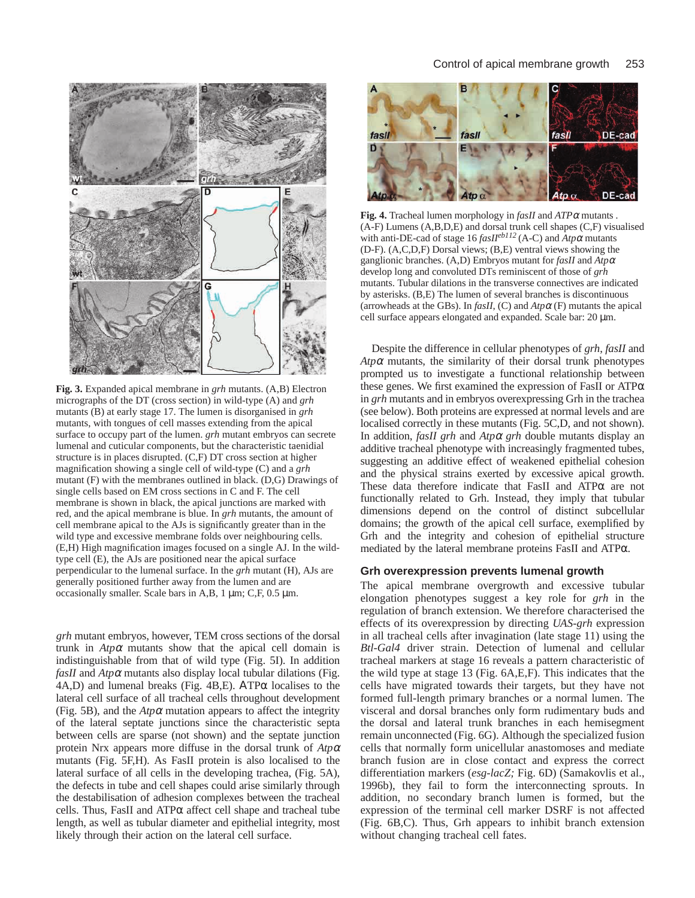**Fig. 3.** Expanded apical membrane in *grh* mutants. (A,B) Electron micrographs of the DT (cross section) in wild-type (A) and *grh* mutants (B) at early stage 17. The lumen is disorganised in *grh* mutants, with tongues of cell masses extending from the apical surface to occupy part of the lumen. *grh* mutant embryos can secrete lumenal and cuticular components, but the characteristic taenidial structure is in places disrupted. (C,F) DT cross section at higher magnification showing a single cell of wild-type (C) and a *grh* mutant (F) with the membranes outlined in black. (D,G) Drawings of single cells based on EM cross sections in C and F. The cell membrane is shown in black, the apical junctions are marked with red, and the apical membrane is blue. In *grh* mutants, the amount of cell membrane apical to the AJs is significantly greater than in the wild type and excessive membrane folds over neighbouring cells. (E,H) High magnification images focused on a single AJ. In the wild-type cell (E), the AJs are positioned near the apical surface perpendicular to the lumenal surface. In the *grh* mutant (H), AJs are generally positioned further away from the lumen and are occasionally smaller. Scale bars in A,B, 1 µm; C,F, 0.5 µm.

*grh* mutant embryos, however, TEM cross sections of the dorsal trunk in *Atp*α mutants show that the apical cell domain is indistinguishable from that of wild type (Fig. 5I). In addition *fasII* and *Atp*α mutants also display local tubular dilations (Fig. 4A,D) and lumenal breaks (Fig. 4B,E). ATPα localises to the lateral cell surface of all tracheal cells throughout development (Fig. 5B), and the *Atp*α mutation appears to affect the integrity of the lateral septate junctions since the cellular septa between cells are sparse (not shown) and the septate junction protein Nrx appears more diffuse in the dorsal trunk of *Atp*α mutants (Fig. 5F,H). As FasII protein is also localised to the lateral surface of all cells in the developing trachea, (Fig. 5A), the defects in tube and cell shapes could arise similarly through the destabilisation of adhesion complexes between the tracheal cells. Thus, FasII and ATPα affect cell shape and tracheal tube length, as well as tubular diameter and epithelial integrity, most likely through their action on the lateral cell surface.

**Fig. 4.** Tracheal lumen morphology in *fasII* and *ATP*α mutants. (A-F) Lumens (A,B,D,E) and dorsal trunk cell shapes (C,F) visualised with anti-DE-cad of stage 16 *fasII*$^{eb112}$ (A-C) and *Atp*α mutants (D-F). (A,C,D,F) Dorsal views; (B,E) ventral views showing the ganglionic branches. (A,D) Embryos mutant for *fasII* and *Atp*α develop long and convoluted DTs reminiscent of those of *grh* mutants. Tubular dilations in the transverse connectives are indicated by asterisks. (B,E) The lumen of several branches is discontinuous (arrowheads at the GBs). In *fasII*, (C) and *Atp*α (F) mutants the apical cell surface appears elongated and expanded. Scale bar: 20 µm.

Despite the difference in cellular phenotypes of *grh*, *fasII* and *Atp*α mutants, the similarity of their dorsal trunk phenotypes prompted us to investigate a functional relationship between these genes. We first examined the expression of FasII or ATPα in *grh* mutants and in embryos overexpressing Grh in the trachea (see below). Both proteins are expressed at normal levels and are localised correctly in these mutants (Fig. 5C,D, and not shown). In addition, *fasII grh* and *Atp*α *grh* double mutants display an additive tracheal phenotype with increasingly fragmented tubes, suggesting an additive effect of weakened epithelial cohesion and the physical strains exerted by excessive apical growth. These data therefore indicate that FasII and ATPα are not functionally related to Grh. Instead, they imply that tubular dimensions depend on the control of distinct subcellular domains; the growth of the apical cell surface, exemplified by Grh and the integrity and cohesion of epithelial structure mediated by the lateral membrane proteins FasII and ATPα.

## Grh overexpression prevents lumenal growth

The apical membrane overgrowth and excessive tubular elongation phenotypes suggest a key role for *grh* in the regulation of branch extension. We therefore characterised the effects of its overexpression by directing *UAS-grh* expression in all tracheal cells after invagination (late stage 11) using the *Btl-Gal4* driver strain. Detection of lumenal and cellular tracheal markers at stage 16 reveals a pattern characteristic of the wild type at stage 13 (Fig. 6A,E,F). This indicates that the cells have migrated towards their targets, but they have not formed full-length primary branches or a normal lumen. The visceral and dorsal branches only form rudimentary buds and the dorsal and lateral trunk branches in each hemisegment remain unconnected (Fig. 6G). Although the specialized fusion cells that normally form unicellular anastomoses and mediate branch fusion are in close contact and express the correct differentiation markers (*esg-lacZ;* Fig. 6D) (Samakovlis et al., 1996b), they fail to form the interconnecting sprouts. In addition, no secondary branch lumen is formed, but the expression of the terminal cell marker DSRF is not affected (Fig. 6B,C). Thus, Grh appears to inhibit branch extension without changing tracheal cell fates.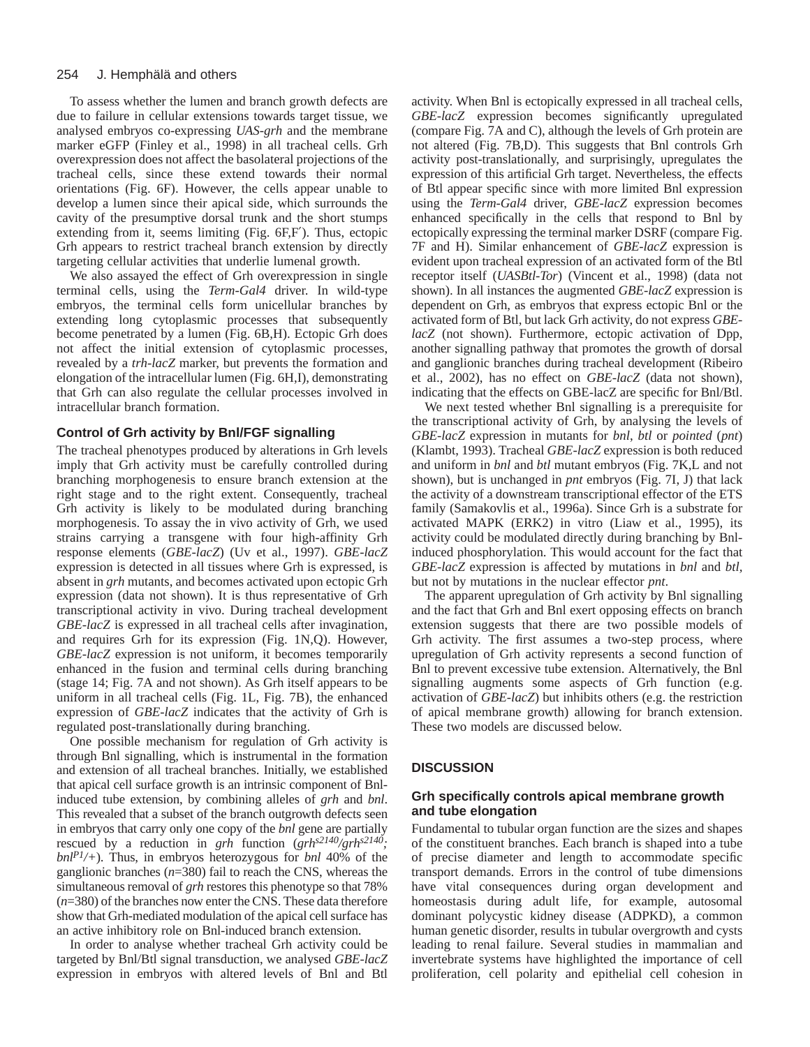To assess whether the lumen and branch growth defects are due to failure in cellular extensions towards target tissue, we analysed embryos co-expressing *UAS-grh* and the membrane marker eGFP (Finley et al., 1998) in all tracheal cells. Grh overexpression does not affect the basolateral projections of the tracheal cells, since these extend towards their normal orientations (Fig. 6F). However, the cells appear unable to develop a lumen since their apical side, which surrounds the cavity of the presumptive dorsal trunk and the short stumps extending from it, seems limiting (Fig. 6F,F′). Thus, ectopic Grh appears to restrict tracheal branch extension by directly targeting cellular activities that underlie lumenal growth.

We also assayed the effect of Grh overexpression in single terminal cells, using the *Term-Gal4* driver. In wild-type embryos, the terminal cells form unicellular branches by extending long cytoplasmic processes that subsequently become penetrated by a lumen (Fig. 6B,H). Ectopic Grh does not affect the initial extension of cytoplasmic processes, revealed by a *trh-lacZ* marker, but prevents the formation and elongation of the intracellular lumen (Fig. 6H,I), demonstrating that Grh can also regulate the cellular processes involved in intracellular branch formation.

### Control of Grh activity by Bnl/FGF signalling

The tracheal phenotypes produced by alterations in Grh levels imply that Grh activity must be carefully controlled during branching morphogenesis to ensure branch extension at the right stage and to the right extent. Consequently, tracheal Grh activity is likely to be modulated during branching morphogenesis. To assay the in vivo activity of Grh, we used strains carrying a transgene with four high-affinity Grh response elements (*GBE-lacZ*) (Uv et al., 1997). *GBE-lacZ* expression is detected in all tissues where Grh is expressed, is absent in *grh* mutants, and becomes activated upon ectopic Grh expression (data not shown). It is thus representative of Grh transcriptional activity in vivo. During tracheal development *GBE-lacZ* is expressed in all tracheal cells after invagination, and requires Grh for its expression (Fig. 1N,Q). However, *GBE-lacZ* expression is not uniform, it becomes temporarily enhanced in the fusion and terminal cells during branching (stage 14; Fig. 7A and not shown). As Grh itself appears to be uniform in all tracheal cells (Fig. 1L, Fig. 7B), the enhanced expression of *GBE-lacZ* indicates that the activity of Grh is regulated post-translationally during branching.

One possible mechanism for regulation of Grh activity is through Bnl signalling, which is instrumental in the formation and extension of all tracheal branches. Initially, we established that apical cell surface growth is an intrinsic component of Bnl-induced tube extension, by combining alleles of *grh* and *bnl*. This revealed that a subset of the branch outgrowth defects seen in embryos that carry only one copy of the *bnl* gene are partially rescued by a reduction in *grh* function ($grh^{s2140}/grh^{s2140}$; $bnl^{P1}/+$). Thus, in embryos heterozygous for *bnl* 40% of the ganglionic branches (*n*=380) fail to reach the CNS, whereas the simultaneous removal of *grh* restores this phenotype so that 78% (*n*=380) of the branches now enter the CNS. These data therefore show that Grh-mediated modulation of the apical cell surface has an active inhibitory role on Bnl-induced branch extension.

In order to analyse whether tracheal Grh activity could be targeted by Bnl/Btl signal transduction, we analysed *GBE-lacZ* expression in embryos with altered levels of Bnl and Btl activity. When Bnl is ectopically expressed in all tracheal cells, *GBE-lacZ* expression becomes significantly upregulated (compare Fig. 7A and C), although the levels of Grh protein are not altered (Fig. 7B,D). This suggests that Bnl controls Grh activity post-translationally, and surprisingly, upregulates the expression of this artificial Grh target. Nevertheless, the effects of Btl appear specific since with more limited Bnl expression using the *Term-Gal4* driver, *GBE-lacZ* expression becomes enhanced specifically in the cells that respond to Bnl by ectopically expressing the terminal marker DSRF (compare Fig. 7F and H). Similar enhancement of *GBE-lacZ* expression is evident upon tracheal expression of an activated form of the Btl receptor itself (*UASBtl-Tor*) (Vincent et al., 1998) (data not shown). In all instances the augmented *GBE-lacZ* expression is dependent on Grh, as embryos that express ectopic Bnl or the activated form of Btl, but lack Grh activity, do not express *GBE-lacZ* (not shown). Furthermore, ectopic activation of Dpp, another signalling pathway that promotes the growth of dorsal and ganglionic branches during tracheal development (Ribeiro et al., 2002), has no effect on *GBE-lacZ* (data not shown), indicating that the effects on GBE-lacZ are specific for Bnl/Btl.

We next tested whether Bnl signalling is a prerequisite for the transcriptional activity of Grh, by analysing the levels of *GBE-lacZ* expression in mutants for *bnl*, *btl* or *pointed* (*pnt*) (Klambt, 1993). Tracheal *GBE-lacZ* expression is both reduced and uniform in *bnl* and *btl* mutant embryos (Fig. 7K,L and not shown), but is unchanged in *pnt* embryos (Fig. 7I, J) that lack the activity of a downstream transcriptional effector of the ETS family (Samakovlis et al., 1996a). Since Grh is a substrate for activated MAPK (ERK2) in vitro (Liaw et al., 1995), its activity could be modulated directly during branching by Bnl-induced phosphorylation. This would account for the fact that *GBE-lacZ* expression is affected by mutations in *bnl* and *btl*, but not by mutations in the nuclear effector *pnt*.

The apparent upregulation of Grh activity by Bnl signalling and the fact that Grh and Bnl exert opposing effects on branch extension suggests that there are two possible models of Grh activity. The first assumes a two-step process, where upregulation of Grh activity represents a second function of Bnl to prevent excessive tube extension. Alternatively, the Bnl signalling augments some aspects of Grh function (e.g. activation of *GBE-lacZ*) but inhibits others (e.g. the restriction of apical membrane growth) allowing for branch extension. These two models are discussed below.

## DISCUSSION

### Grh specifically controls apical membrane growth and tube elongation

Fundamental to tubular organ function are the sizes and shapes of the constituent branches. Each branch is shaped into a tube of precise diameter and length to accommodate specific transport demands. Errors in the control of tube dimensions have vital consequences during organ development and homeostasis during adult life, for example, autosomal dominant polycystic kidney disease (ADPKD), a common human genetic disorder, results in tubular overgrowth and cysts leading to renal failure. Several studies in mammalian and invertebrate systems have highlighted the importance of cell proliferation, cell polarity and epithelial cell cohesion in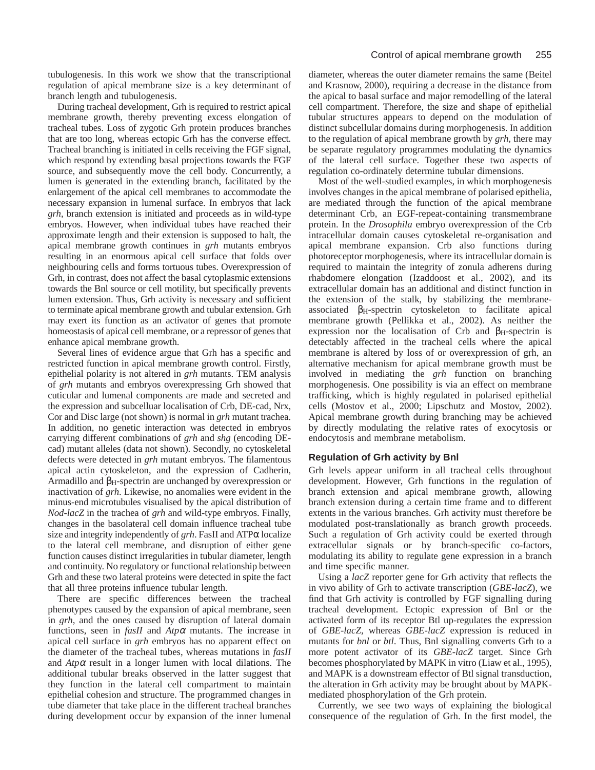tubulogenesis. In this work we show that the transcriptional regulation of apical membrane size is a key determinant of branch length and tubulogenesis.

During tracheal development, Grh is required to restrict apical membrane growth, thereby preventing excess elongation of tracheal tubes. Loss of zygotic Grh protein produces branches that are too long, whereas ectopic Grh has the converse effect. Tracheal branching is initiated in cells receiving the FGF signal, which respond by extending basal projections towards the FGF source, and subsequently move the cell body. Concurrently, a lumen is generated in the extending branch, facilitated by the enlargement of the apical cell membranes to accommodate the necessary expansion in lumenal surface. In embryos that lack *grh*, branch extension is initiated and proceeds as in wild-type embryos. However, when individual tubes have reached their approximate length and their extension is supposed to halt, the apical membrane growth continues in *grh* mutants embryos resulting in an enormous apical cell surface that folds over neighbouring cells and forms tortuous tubes. Overexpression of Grh, in contrast, does not affect the basal cytoplasmic extensions towards the Bnl source or cell motility, but specifically prevents lumen extension. Thus, Grh activity is necessary and sufficient to terminate apical membrane growth and tubular extension. Grh may exert its function as an activator of genes that promote homeostasis of apical cell membrane, or a repressor of genes that enhance apical membrane growth.

Several lines of evidence argue that Grh has a specific and restricted function in apical membrane growth control. Firstly, epithelial polarity is not altered in *grh* mutants. TEM analysis of *grh* mutants and embryos overexpressing Grh showed that cuticular and lumenal components are made and secreted and the expression and subcelluar localisation of Crb, DE-cad, Nrx, Cor and Disc large (not shown) is normal in *grh* mutant trachea. In addition, no genetic interaction was detected in embryos carrying different combinations of *grh* and *shg* (encoding DE-cad) mutant alleles (data not shown). Secondly, no cytoskeletal defects were detected in *grh* mutant embryos. The filamentous apical actin cytoskeleton, and the expression of Cadherin, Armadillo and $\beta_H$-spectrin are unchanged by overexpression or inactivation of *grh*. Likewise, no anomalies were evident in the minus-end microtubules visualised by the apical distribution of *Nod-lacZ* in the trachea of *grh* and wild-type embryos. Finally, changes in the basolateral cell domain influence tracheal tube size and integrity independently of *grh*. FasII and ATP$\alpha$ localize to the lateral cell membrane, and disruption of either gene function causes distinct irregularities in tubular diameter, length and continuity. No regulatory or functional relationship between Grh and these two lateral proteins were detected in spite the fact that all three proteins influence tubular length.

There are specific differences between the tracheal phenotypes caused by the expansion of apical membrane, seen in *grh*, and the ones caused by disruption of lateral domain functions, seen in *fasII* and *Atp$\alpha$* mutants. The increase in apical cell surface in *grh* embryos has no apparent effect on the diameter of the tracheal tubes, whereas mutations in *fasII* and *Atp$\alpha$* result in a longer lumen with local dilations. The additional tubular breaks observed in the latter suggest that they function in the lateral cell compartment to maintain epithelial cohesion and structure. The programmed changes in tube diameter that take place in the different tracheal branches during development occur by expansion of the inner lumenal diameter, whereas the outer diameter remains the same (Beitel and Krasnow, 2000), requiring a decrease in the distance from the apical to basal surface and major remodelling of the lateral cell compartment. Therefore, the size and shape of epithelial tubular structures appears to depend on the modulation of distinct subcellular domains during morphogenesis. In addition to the regulation of apical membrane growth by *grh*, there may be separate regulatory programmes modulating the dynamics of the lateral cell surface. Together these two aspects of regulation co-ordinately determine tubular dimensions.

Most of the well-studied examples, in which morphogenesis involves changes in the apical membrane of polarised epithelia, are mediated through the function of the apical membrane determinant Crb, an EGF-repeat-containing transmembrane protein. In the *Drosophila* embryo overexpression of the Crb intracellular domain causes cytoskeletal re-organisation and apical membrane expansion. Crb also functions during photoreceptor morphogenesis, where its intracellular domain is required to maintain the integrity of zonula adherens during rhabdomere elongation (Izaddoost et al., 2002), and its extracellular domain has an additional and distinct function in the extension of the stalk, by stabilizing the membrane-associated $\beta_H$-spectrin cytoskeleton to facilitate apical membrane growth (Pellikka et al., 2002). As neither the expression nor the localisation of Crb and $\beta_H$-spectrin is detectably affected in the tracheal cells where the apical membrane is altered by loss of or overexpression of grh, an alternative mechanism for apical membrane growth must be involved in mediating the *grh* function on branching morphogenesis. One possibility is via an effect on membrane trafficking, which is highly regulated in polarised epithelial cells (Mostov et al., 2000; Lipschutz and Mostov, 2002). Apical membrane growth during branching may be achieved by directly modulating the relative rates of exocytosis or endocytosis and membrane metabolism.

### Regulation of Grh activity by Bnl

Grh levels appear uniform in all tracheal cells throughout development. However, Grh functions in the regulation of branch extension and apical membrane growth, allowing branch extension during a certain time frame and to different extents in the various branches. Grh activity must therefore be modulated post-translationally as branch growth proceeds. Such a regulation of Grh activity could be exerted through extracellular signals or by branch-specific co-factors, modulating its ability to regulate gene expression in a branch and time specific manner.

Using a *lacZ* reporter gene for Grh activity that reflects the in vivo ability of Grh to activate transcription (*GBE-lacZ*), we find that Grh activity is controlled by FGF signalling during tracheal development. Ectopic expression of Bnl or the activated form of its receptor Btl up-regulates the expression of *GBE-lacZ*, whereas *GBE-lacZ* expression is reduced in mutants for *bnl* or *btl*. Thus, Bnl signalling converts Grh to a more potent activator of its *GBE-lacZ* target. Since Grh becomes phosphorylated by MAPK in vitro (Liaw et al., 1995), and MAPK is a downstream effector of Btl signal transduction, the alteration in Grh activity may be brought about by MAPK-mediated phosphorylation of the Grh protein.

Currently, we see two ways of explaining the biological consequence of the regulation of Grh. In the first model, the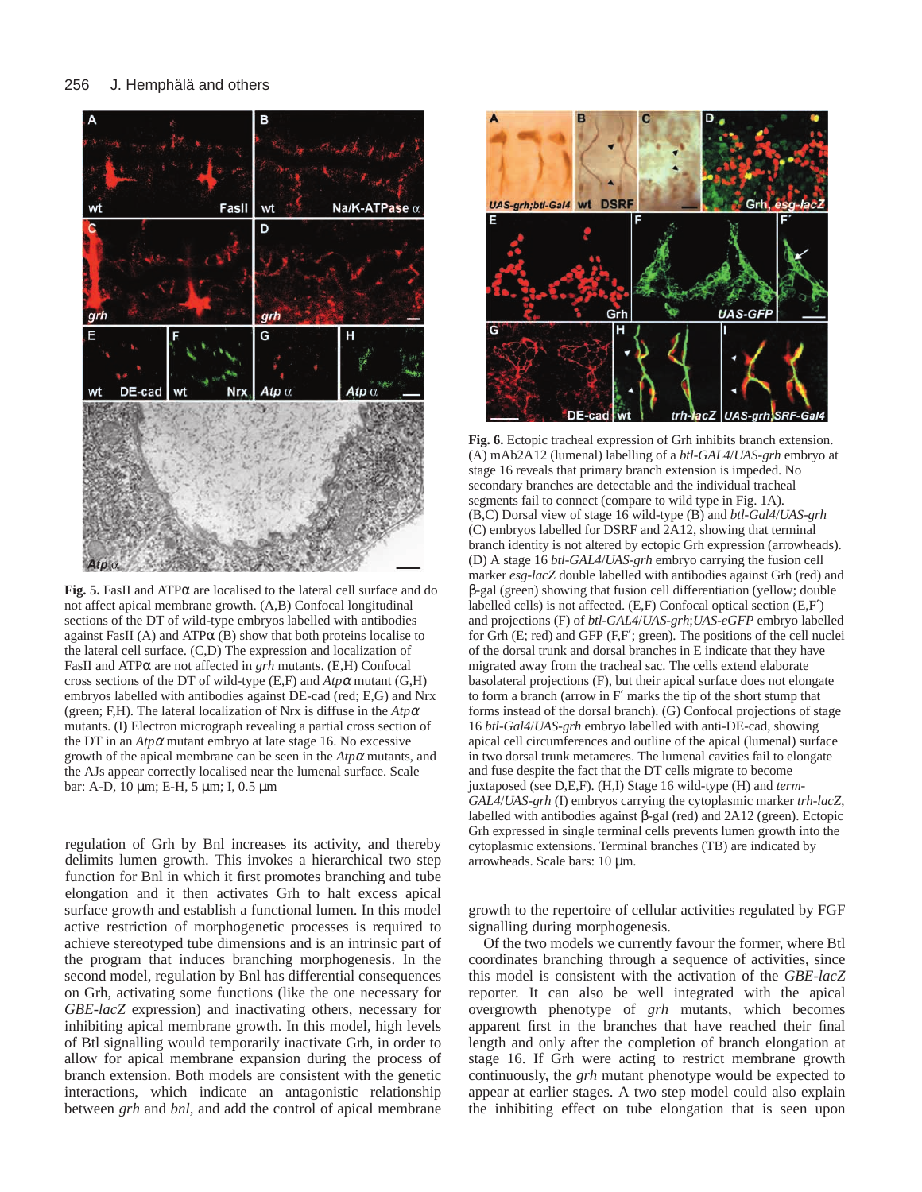**Fig. 5.** FasII and ATPα are localised to the lateral cell surface and do not affect apical membrane growth. (A,B) Confocal longitudinal sections of the DT of wild-type embryos labelled with antibodies against FasII (A) and ATPα (B) show that both proteins localise to the lateral cell surface. (C,D) The expression and localization of FasII and ATPα are not affected in *grh* mutants. (E,H) Confocal cross sections of the DT of wild-type (E,F) and *Atpα* mutant (G,H) embryos labelled with antibodies against DE-cad (red; E,G) and Nrx (green; F,H). The lateral localization of Nrx is diffuse in the *Atpα* mutants. (I**)** Electron micrograph revealing a partial cross section of the DT in an *Atpα* mutant embryo at late stage 16. No excessive growth of the apical membrane can be seen in the *Atpα* mutants, and the AJs appear correctly localised near the lumenal surface. Scale bar: A-D, 10 μm; E-H, 5 μm; I, 0.5 μm

**Fig. 6.** Ectopic tracheal expression of Grh inhibits branch extension. (A) mAb2A12 (lumenal) labelling of a *btl-GAL4*/*UAS-grh* embryo at stage 16 reveals that primary branch extension is impeded. No secondary branches are detectable and the individual tracheal segments fail to connect (compare to wild type in Fig. 1A). (B,C) Dorsal view of stage 16 wild-type (B) and *btl-Gal4*/*UAS-grh* (C) embryos labelled for DSRF and 2A12, showing that terminal branch identity is not altered by ectopic Grh expression (arrowheads). (D) A stage 16 *btl-GAL4*/*UAS-grh* embryo carrying the fusion cell marker *esg-lacZ* double labelled with antibodies against Grh (red) and β-gal (green) showing that fusion cell differentiation (yellow; double labelled cells) is not affected. (E,F) Confocal optical section (E,F′) and projections (F) of *btl-GAL4*/*UAS-grh*;*UAS-eGFP* embryo labelled for Grh (E; red) and GFP (F,F′; green). The positions of the cell nuclei of the dorsal trunk and dorsal branches in E indicate that they have migrated away from the tracheal sac. The cells extend elaborate basolateral projections (F), but their apical surface does not elongate to form a branch (arrow in F′ marks the tip of the short stump that forms instead of the dorsal branch). (G) Confocal projections of stage 16 *btl-Gal4*/*UAS-grh* embryo labelled with anti-DE-cad, showing apical cell circumferences and outline of the apical (lumenal) surface in two dorsal trunk metameres. The lumenal cavities fail to elongate and fuse despite the fact that the DT cells migrate to become juxtaposed (see D,E,F). (H,I) Stage 16 wild-type (H) and *term-GAL4*/*UAS-grh* (I) embryos carrying the cytoplasmic marker *trh-lacZ*, labelled with antibodies against β-gal (red) and 2A12 (green). Ectopic Grh expressed in single terminal cells prevents lumen growth into the cytoplasmic extensions. Terminal branches (TB) are indicated by arrowheads. Scale bars: 10 μm.

regulation of Grh by Bnl increases its activity, and thereby delimits lumen growth. This invokes a hierarchical two step function for Bnl in which it first promotes branching and tube elongation and it then activates Grh to halt excess apical surface growth and establish a functional lumen. In this model active restriction of morphogenetic processes is required to achieve stereotyped tube dimensions and is an intrinsic part of the program that induces branching morphogenesis. In the second model, regulation by Bnl has differential consequences on Grh, activating some functions (like the one necessary for *GBE-lacZ* expression) and inactivating others, necessary for inhibiting apical membrane growth. In this model, high levels of Btl signalling would temporarily inactivate Grh, in order to allow for apical membrane expansion during the process of branch extension. Both models are consistent with the genetic interactions, which indicate an antagonistic relationship between *grh* and *bnl*, and the control of apical membrane growth to the repertoire of cellular activities regulated by FGF signalling during morphogenesis.

Of the two models we currently favour the former, where Btl coordinates branching through a sequence of activities, since this model is consistent with the activation of the *GBE-lacZ* reporter. It can also be well integrated with the apical overgrowth phenotype of *grh* mutants, which becomes apparent first in the branches that have reached their final length and only after the completion of branch elongation at stage 16. If Grh were acting to restrict membrane growth continuously, the *grh* mutant phenotype would be expected to appear at earlier stages. A two step model could also explain the inhibiting effect on tube elongation that is seen upon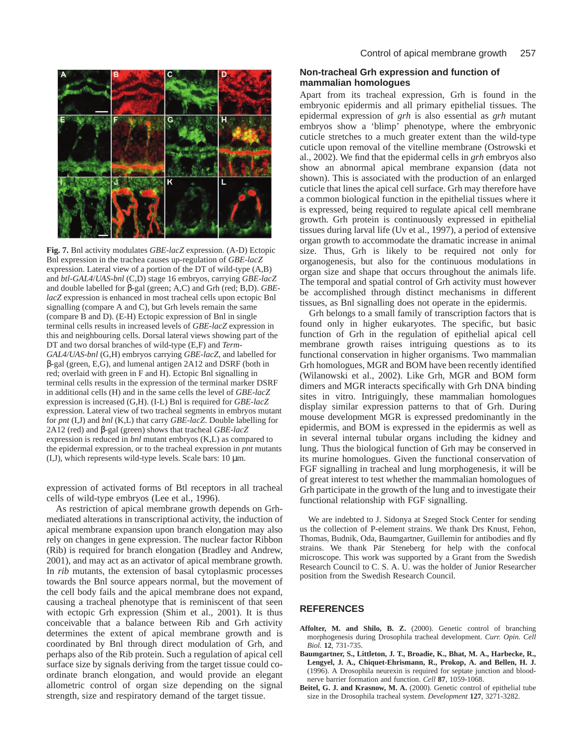**Fig. 7.** Bnl activity modulates *GBE-lacZ* expression. (A-D) Ectopic Bnl expression in the trachea causes up-regulation of *GBE-lacZ* expression. Lateral view of a portion of the DT of wild-type (A,B) and *btl-GAL4*/*UAS-bnl* (C,D) stage 16 embryos, carrying *GBE-lacZ* and double labelled for β-gal (green; A,C) and Grh (red; B,D). *GBE-lacZ* expression is enhanced in most tracheal cells upon ectopic Bnl signalling (compare A and C), but Grh levels remain the same (compare B and D). (E-H) Ectopic expression of Bnl in single terminal cells results in increased levels of *GBE-lacZ* expression in this and neighbouring cells. Dorsal lateral views showing part of the DT and two dorsal branches of wild-type (E,F) and *Term-GAL4/UAS-bnl* (G,H) embryos carrying *GBE-lacZ*, and labelled for β-gal (green, E,G), and lumenal antigen 2A12 and DSRF (both in red; overlaid with green in F and H). Ectopic Bnl signalling in terminal cells results in the expression of the terminal marker DSRF in additional cells (H) and in the same cells the level of *GBE-lacZ* expression is increased (G,H). (I-L) Bnl is required for *GBE-lacZ* expression. Lateral view of two tracheal segments in embryos mutant for *pnt* (I,J) and *bnl* (K,L) that carry *GBE-lacZ*. Double labelling for 2A12 (red) and β-gal (green) shows that tracheal *GBE-lacZ* expression is reduced in *bnl* mutant embryos (K,L) as compared to the epidermal expression, or to the tracheal expression in *pnt* mutants (I,J), which represents wild-type levels. Scale bars: 10 μm.

expression of activated forms of Btl receptors in all tracheal cells of wild-type embryos (Lee et al., 1996).

As restriction of apical membrane growth depends on Grh-mediated alterations in transcriptional activity, the induction of apical membrane expansion upon branch elongation may also rely on changes in gene expression. The nuclear factor Ribbon (Rib) is required for branch elongation (Bradley and Andrew, 2001), and may act as an activator of apical membrane growth. In *rib* mutants, the extension of basal cytoplasmic processes towards the Bnl source appears normal, but the movement of the cell body fails and the apical membrane does not expand, causing a tracheal phenotype that is reminiscent of that seen with ectopic Grh expression (Shim et al., 2001). It is thus conceivable that a balance between Rib and Grh activity determines the extent of apical membrane growth and is coordinated by Bnl through direct modulation of Grh, and perhaps also of the Rib protein. Such a regulation of apical cell surface size by signals deriving from the target tissue could co-ordinate branch elongation, and would provide an elegant allometric control of organ size depending on the signal strength, size and respiratory demand of the target tissue.

## Non-tracheal Grh expression and function of mammalian homologues

Apart from its tracheal expression, Grh is found in the embryonic epidermis and all primary epithelial tissues. The epidermal expression of *grh* is also essential as *grh* mutant embryos show a 'blimp' phenotype, where the embryonic cuticle stretches to a much greater extent than the wild-type cuticle upon removal of the vitelline membrane (Ostrowski et al., 2002). We find that the epidermal cells in *grh* embryos also show an abnormal apical membrane expansion (data not shown). This is associated with the production of an enlarged cuticle that lines the apical cell surface. Grh may therefore have a common biological function in the epithelial tissues where it is expressed, being required to regulate apical cell membrane growth. Grh protein is continuously expressed in epithelial tissues during larval life (Uv et al., 1997), a period of extensive organ growth to accommodate the dramatic increase in animal size. Thus, Grh is likely to be required not only for organogenesis, but also for the continuous modulations in organ size and shape that occurs throughout the animals life. The temporal and spatial control of Grh activity must however be accomplished through distinct mechanisms in different tissues, as Bnl signalling does not operate in the epidermis.

Grh belongs to a small family of transcription factors that is found only in higher eukaryotes. The specific, but basic function of Grh in the regulation of epithelial apical cell membrane growth raises intriguing questions as to its functional conservation in higher organisms. Two mammalian Grh homologues, MGR and BOM have been recently identified (Wilanowski et al., 2002). Like Grh, MGR and BOM form dimers and MGR interacts specifically with Grh DNA binding sites in vitro. Intriguingly, these mammalian homologues display similar expression patterns to that of Grh. During mouse development MGR is expressed predominantly in the epidermis, and BOM is expressed in the epidermis as well as in several internal tubular organs including the kidney and lung. Thus the biological function of Grh may be conserved in its murine homologues. Given the functional conservation of FGF signalling in tracheal and lung morphogenesis, it will be of great interest to test whether the mammalian homologues of Grh participate in the growth of the lung and to investigate their functional relationship with FGF signalling.

We are indebted to J. Sidonya at Szeged Stock Center for sending us the collection of P-element strains. We thank Drs Knust, Fehon, Thomas, Budnik, Oda, Baumgartner, Guillemin for antibodies and fly strains. We thank Pär Steneberg for help with the confocal microscope. This work was supported by a Grant from the Swedish Research Council to C. S. A. U. was the holder of Junior Researcher position from the Swedish Research Council.

## REFERENCES

**Affolter, M. and Shilo, B. Z.** (2000). Genetic control of branching morphogenesis during Drosophila tracheal development. *Curr. Opin. Cell Biol.* **12**, 731-735.

**Baumgartner, S., Littleton, J. T., Broadie, K., Bhat, M. A., Harbecke, R., Lengyel, J. A., Chiquet-Ehrismann, R., Prokop, A. and Bellen, H. J.** (1996). A Drosophila neurexin is required for septate junction and blood-nerve barrier formation and function. *Cell* **87**, 1059-1068.

**Beitel, G. J. and Krasnow, M. A.** (2000). Genetic control of epithelial tube size in the Drosophila tracheal system. *Development* **127**, 3271-3282.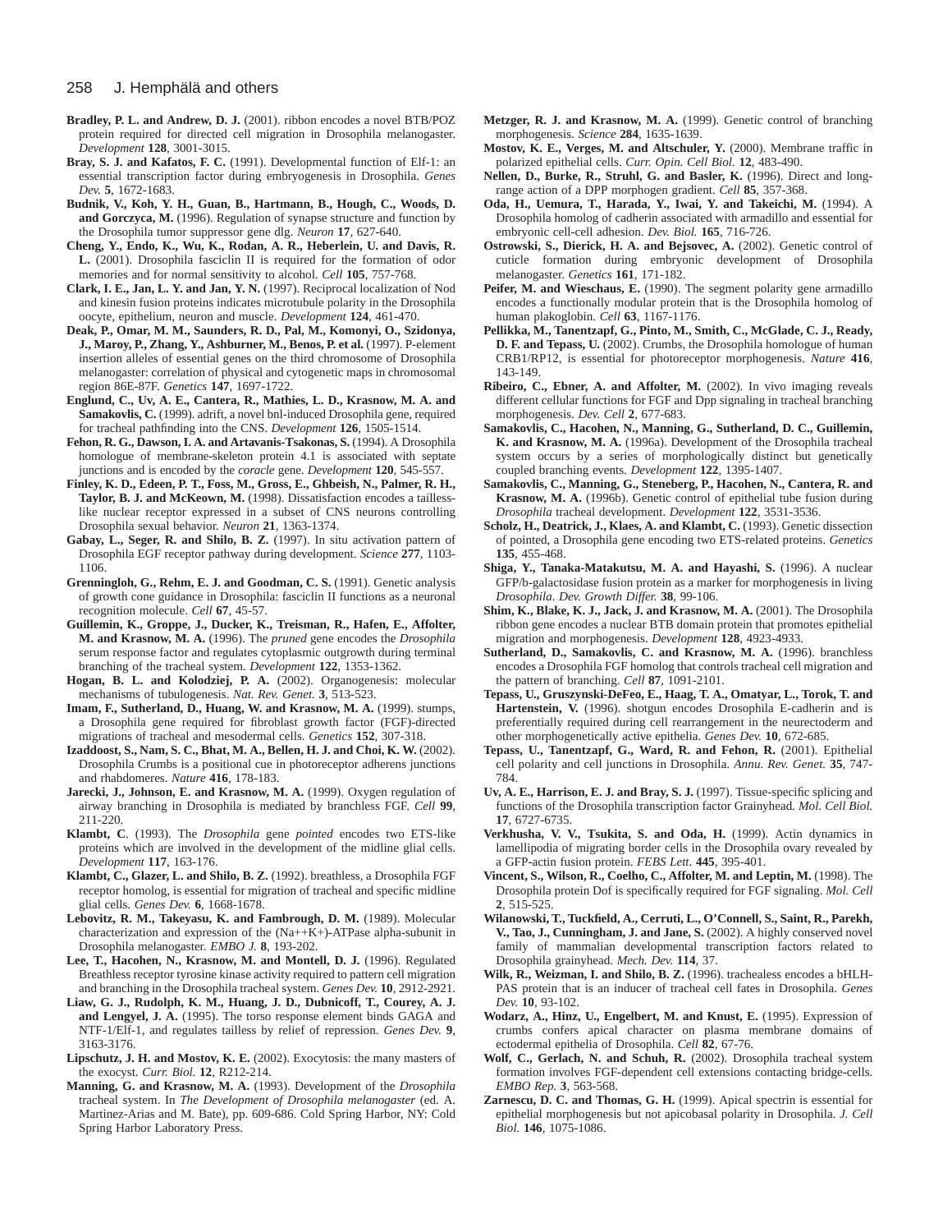**Bradley, P. L. and Andrew, D. J.** (2001). ribbon encodes a novel BTB/POZ protein required for directed cell migration in Drosophila melanogaster. *Development* **128**, 3001-3015.

**Bray, S. J. and Kafatos, F. C.** (1991). Developmental function of Elf-1: an essential transcription factor during embryogenesis in Drosophila. *Genes Dev.* **5**, 1672-1683.

**Budnik, V., Koh, Y. H., Guan, B., Hartmann, B., Hough, C., Woods, D. and Gorczyca, M.** (1996). Regulation of synapse structure and function by the Drosophila tumor suppressor gene dlg. *Neuron* **17**, 627-640.

**Cheng, Y., Endo, K., Wu, K., Rodan, A. R., Heberlein, U. and Davis, R. L.** (2001). Drosophila fasciclin II is required for the formation of odor memories and for normal sensitivity to alcohol. *Cell* **105**, 757-768.

**Clark, I. E., Jan, L. Y. and Jan, Y. N.** (1997). Reciprocal localization of Nod and kinesin fusion proteins indicates microtubule polarity in the Drosophila oocyte, epithelium, neuron and muscle. *Development* **124**, 461-470.

**Deak, P., Omar, M. M., Saunders, R. D., Pal, M., Komonyi, O., Szidonya, J., Maroy, P., Zhang, Y., Ashburner, M., Benos, P. et al.** (1997). P-element insertion alleles of essential genes on the third chromosome of Drosophila melanogaster: correlation of physical and cytogenetic maps in chromosomal region 86E-87F. *Genetics* **147**, 1697-1722.

**Englund, C., Uv, A. E., Cantera, R., Mathies, L. D., Krasnow, M. A. and Samakovlis, C.** (1999). adrift, a novel bnl-induced Drosophila gene, required for tracheal pathfinding into the CNS. *Development* **126**, 1505-1514.

**Fehon, R. G., Dawson, I. A. and Artavanis-Tsakonas, S.** (1994). A Drosophila homologue of membrane-skeleton protein 4.1 is associated with septate junctions and is encoded by the *coracle* gene. *Development* **120**, 545-557.

**Finley, K. D., Edeen, P. T., Foss, M., Gross, E., Ghbeish, N., Palmer, R. H., Taylor, B. J. and McKeown, M.** (1998). Dissatisfaction encodes a tailless-like nuclear receptor expressed in a subset of CNS neurons controlling Drosophila sexual behavior. *Neuron* **21**, 1363-1374.

**Gabay, L., Seger, R. and Shilo, B. Z.** (1997). In situ activation pattern of Drosophila EGF receptor pathway during development. *Science* **277**, 1103-1106.

**Grenningloh, G., Rehm, E. J. and Goodman, C. S.** (1991). Genetic analysis of growth cone guidance in Drosophila: fasciclin II functions as a neuronal recognition molecule. *Cell* **67**, 45-57.

**Guillemin, K., Groppe, J., Ducker, K., Treisman, R., Hafen, E., Affolter, M. and Krasnow, M. A.** (1996). The *pruned* gene encodes the *Drosophila* serum response factor and regulates cytoplasmic outgrowth during terminal branching of the tracheal system. *Development* **122**, 1353-1362.

**Hogan, B. L. and Kolodziej, P. A.** (2002). Organogenesis: molecular mechanisms of tubulogenesis. *Nat. Rev. Genet.* **3**, 513-523.

**Imam, F., Sutherland, D., Huang, W. and Krasnow, M. A.** (1999). stumps, a Drosophila gene required for fibroblast growth factor (FGF)-directed migrations of tracheal and mesodermal cells. *Genetics* **152**, 307-318.

**Izaddoost, S., Nam, S. C., Bhat, M. A., Bellen, H. J. and Choi, K. W.** (2002). Drosophila Crumbs is a positional cue in photoreceptor adherens junctions and rhabdomeres. *Nature* **416**, 178-183.

**Jarecki, J., Johnson, E. and Krasnow, M. A.** (1999). Oxygen regulation of airway branching in Drosophila is mediated by branchless FGF. *Cell* **99**, 211-220.

**Klambt, C**. (1993). The *Drosophila* gene *pointed* encodes two ETS-like proteins which are involved in the development of the midline glial cells. *Development* **117**, 163-176.

**Klambt, C., Glazer, L. and Shilo, B. Z.** (1992). breathless, a Drosophila FGF receptor homolog, is essential for migration of tracheal and specific midline glial cells. *Genes Dev.* **6**, 1668-1678.

**Lebovitz, R. M., Takeyasu, K. and Fambrough, D. M.** (1989). Molecular characterization and expression of the (Na++K+)-ATPase alpha-subunit in Drosophila melanogaster. *EMBO J.* **8**, 193-202.

**Lee, T., Hacohen, N., Krasnow, M. and Montell, D. J.** (1996). Regulated Breathless receptor tyrosine kinase activity required to pattern cell migration and branching in the Drosophila tracheal system. *Genes Dev.* **10**, 2912-2921.

**Liaw, G. J., Rudolph, K. M., Huang, J. D., Dubnicoff, T., Courey, A. J. and Lengyel, J. A.** (1995). The torso response element binds GAGA and NTF-1/Elf-1, and regulates tailless by relief of repression. *Genes Dev.* **9**, 3163-3176.

**Lipschutz, J. H. and Mostov, K. E.** (2002). Exocytosis: the many masters of the exocyst. *Curr. Biol.* **12**, R212-214.

**Manning, G. and Krasnow, M. A.** (1993). Development of the *Drosophila* tracheal system. In *The Development of Drosophila melanogaster* (ed. A. Martinez-Arias and M. Bate), pp. 609-686. Cold Spring Harbor, NY: Cold Spring Harbor Laboratory Press.

**Metzger, R. J. and Krasnow, M. A.** (1999). Genetic control of branching morphogenesis. *Science* **284**, 1635-1639.

**Mostov, K. E., Verges, M. and Altschuler, Y.** (2000). Membrane traffic in polarized epithelial cells. *Curr. Opin. Cell Biol.* **12**, 483-490.

**Nellen, D., Burke, R., Struhl, G. and Basler, K.** (1996). Direct and long-range action of a DPP morphogen gradient. *Cell* **85**, 357-368.

**Oda, H., Uemura, T., Harada, Y., Iwai, Y. and Takeichi, M.** (1994). A Drosophila homolog of cadherin associated with armadillo and essential for embryonic cell-cell adhesion. *Dev. Biol.* **165**, 716-726.

**Ostrowski, S., Dierick, H. A. and Bejsovec, A.** (2002). Genetic control of cuticle formation during embryonic development of Drosophila melanogaster. *Genetics* **161**, 171-182.

**Peifer, M. and Wieschaus, E.** (1990). The segment polarity gene armadillo encodes a functionally modular protein that is the Drosophila homolog of human plakoglobin. *Cell* **63**, 1167-1176.

**Pellikka, M., Tanentzapf, G., Pinto, M., Smith, C., McGlade, C. J., Ready, D. F. and Tepass, U.** (2002). Crumbs, the Drosophila homologue of human CRB1/RP12, is essential for photoreceptor morphogenesis. *Nature* **416**, 143-149.

**Ribeiro, C., Ebner, A. and Affolter, M.** (2002). In vivo imaging reveals different cellular functions for FGF and Dpp signaling in tracheal branching morphogenesis. *Dev. Cell* **2**, 677-683.

**Samakovlis, C., Hacohen, N., Manning, G., Sutherland, D. C., Guillemin, K. and Krasnow, M. A.** (1996a). Development of the Drosophila tracheal system occurs by a series of morphologically distinct but genetically coupled branching events. *Development* **122**, 1395-1407.

**Samakovlis, C., Manning, G., Steneberg, P., Hacohen, N., Cantera, R. and Krasnow, M. A.** (1996b). Genetic control of epithelial tube fusion during *Drosophila* tracheal development. *Development* **122**, 3531-3536.

**Scholz, H., Deatrick, J., Klaes, A. and Klambt, C.** (1993). Genetic dissection of pointed, a Drosophila gene encoding two ETS-related proteins. *Genetics* **135**, 455-468.

**Shiga, Y., Tanaka-Matakutsu, M. A. and Hayashi, S.** (1996). A nuclear GFP/b-galactosidase fusion protein as a marker for morphogenesis in living *Drosophila*. *Dev. Growth Differ.* **38**, 99-106.

**Shim, K., Blake, K. J., Jack, J. and Krasnow, M. A.** (2001). The Drosophila ribbon gene encodes a nuclear BTB domain protein that promotes epithelial migration and morphogenesis. *Development* **128**, 4923-4933.

**Sutherland, D., Samakovlis, C. and Krasnow, M. A.** (1996). branchless encodes a Drosophila FGF homolog that controls tracheal cell migration and the pattern of branching. *Cell* **87**, 1091-2101.

**Tepass, U., Gruszynski-DeFeo, E., Haag, T. A., Omatyar, L., Torok, T. and Hartenstein, V.** (1996). shotgun encodes Drosophila E-cadherin and is preferentially required during cell rearrangement in the neurectoderm and other morphogenetically active epithelia. *Genes Dev.* **10**, 672-685.

**Tepass, U., Tanentzapf, G., Ward, R. and Fehon, R.** (2001). Epithelial cell polarity and cell junctions in Drosophila. *Annu. Rev. Genet.* **35**, 747-784.

**Uv, A. E., Harrison, E. J. and Bray, S. J.** (1997). Tissue-specific splicing and functions of the Drosophila transcription factor Grainyhead. *Mol. Cell Biol.* **17**, 6727-6735.

**Verkhusha, V. V., Tsukita, S. and Oda, H.** (1999). Actin dynamics in lamellipodia of migrating border cells in the Drosophila ovary revealed by a GFP-actin fusion protein. *FEBS Lett.* **445**, 395-401.

**Vincent, S., Wilson, R., Coelho, C., Affolter, M. and Leptin, M.** (1998). The Drosophila protein Dof is specifically required for FGF signaling. *Mol. Cell* **2**, 515-525.

**Wilanowski, T., Tuckfield, A., Cerruti, L., O'Connell, S., Saint, R., Parekh, V., Tao, J., Cunningham, J. and Jane, S.** (2002). A highly conserved novel family of mammalian developmental transcription factors related to Drosophila grainyhead. *Mech. Dev.* **114**, 37.

**Wilk, R., Weizman, I. and Shilo, B. Z.** (1996). trachealess encodes a bHLH-PAS protein that is an inducer of tracheal cell fates in Drosophila. *Genes Dev.* **10**, 93-102.

**Wodarz, A., Hinz, U., Engelbert, M. and Knust, E.** (1995). Expression of crumbs confers apical character on plasma membrane domains of ectodermal epithelia of Drosophila. *Cell* **82**, 67-76.

**Wolf, C., Gerlach, N. and Schuh, R.** (2002). Drosophila tracheal system formation involves FGF-dependent cell extensions contacting bridge-cells. *EMBO Rep.* **3**, 563-568.

**Zarnescu, D. C. and Thomas, G. H.** (1999). Apical spectrin is essential for epithelial morphogenesis but not apicobasal polarity in Drosophila. *J. Cell Biol.* **146**, 1075-1086.